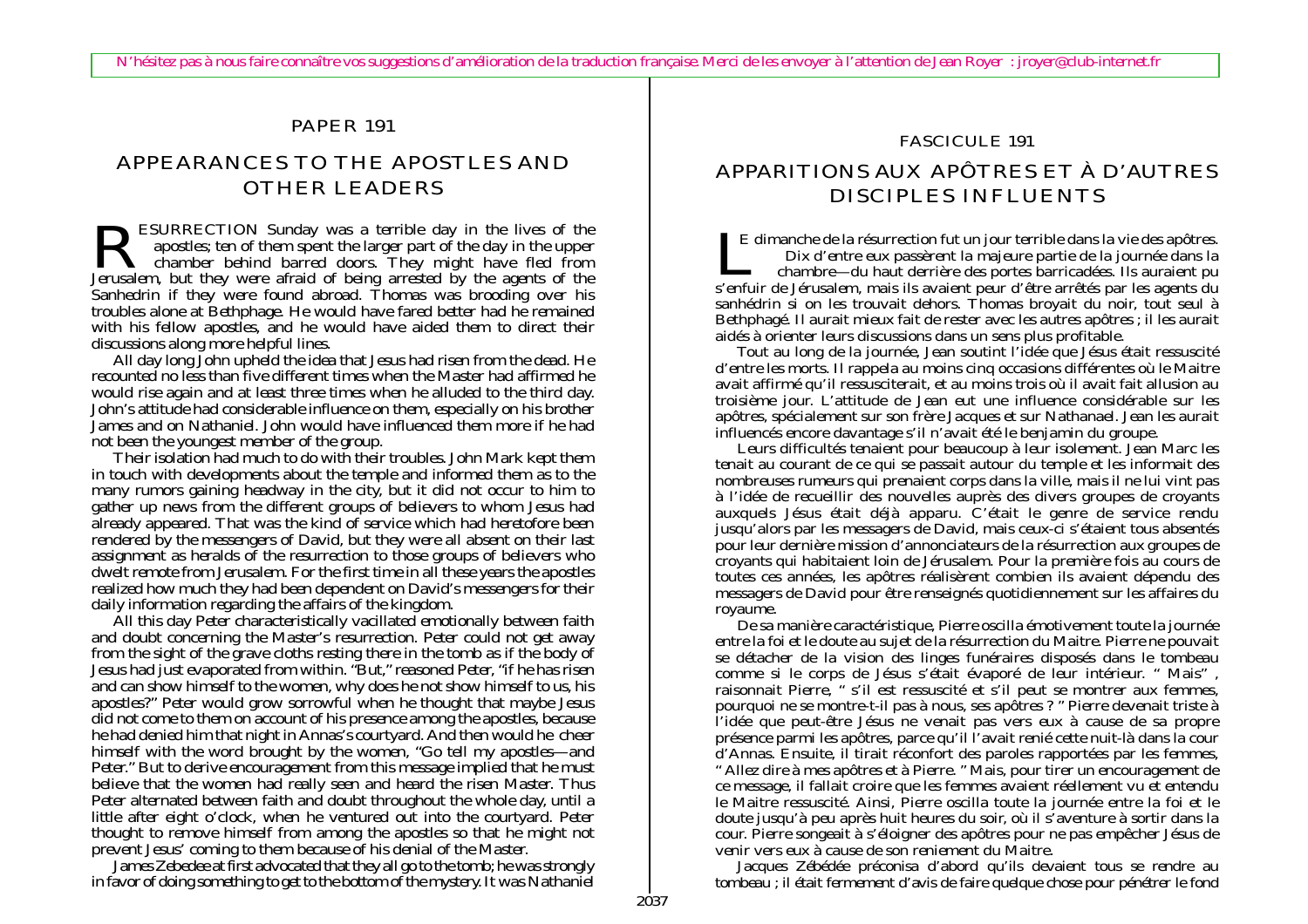N'hésitez pas à nous faire connaître vos suggestions d'amélioration de la traduction française. Merci de les envoyer à l'attention de Jean Royer : jroyer@club-internet.fr

PAPER 191

# APPEARANCES TO THE APOSTLES AND OTHER LEADERS

RESURRECTION Sunday was a terrible day in the lives of the apostles; ten of them spent the larger part of the day in the upper chamber behind barred doors. They might have fled from Jerusalem, but they were afraid of being arrested by the agents of the Sanhedrin if they were found abroad. Thomas was brooding over his troubles alone at Bethphage. He would have fared better had he remained with his fellow apostles, and he would have aided them to direct their discussions along more helpful lines.

All day long John upheld the idea that Jesus had risen from the dead. He recounted no less than five different times when the Master had affirmed he would rise again and at least three times when he alluded to the third day. John's attitude had considerable influence on them, especially on his brother James and on Nathaniel. John would have influenced them more if he had not been the youngest member of the group.

Their isolation had much to do with their troubles. John Mark kept them in touch with developments about the temple and informed them as to the many rumors gaining headway in the city, but it did not occur to him to gather up news from the different groups of believers to whom Jesus had already appeared. That was the kind of service which had heretofore been rendered by the messengers of David, but they were all absent on their last assignment as heralds of the resurrection to those groups of believers who dwelt remote from Jerusalem. For the first time in all these years the apostles realized how much they had been dependent on David's messengers for their daily information regarding the affairs of the kingdom.

All this day Peter characteristically vacillated emotionally between faith and doubt concerning the Master's resurrection. Peter could not get away from the sight of the grave cloths resting there in the tomb as if the body of Jesus had just evaporated from within. "But," reasoned Peter, "if he has risen and can show himself to the women, why does he not show himself to us, his apostles?" Peter would grow sorrowful when he thought that maybe Jesus did not come to them on account of his presence among the apostles, because he had denied him that night in Annas's courtyard. And then would he cheer himself with the word brought by the women, "Go tell my apostles—and Peter." But to derive encouragement from this message implied that he must believe that the women had really seen and heard the risen Master. Thus Peter alternated between faith and doubt throughout the whole day, until a little after eight o'clock, when he ventured out into the courtyard. Peter thought to remove himself from among the apostles so that he might not prevent Jesus' coming to them because of his denial of the Master.

James Zebedee at first advocated that they all go to the tomb; he was strongly in favor of doing something to get to the bottom of the mystery. It was Nathaniel

FASCICULE 191

# APPARITIONS AUX APÔTRES ET À D'AUTRES DISCIPLES INFLUENTS

LE dimanche de la résurrection fut un jour terrible dans la vie des apôtres. Dix d'entre eux passèrent la majeure partie de la journée dans la chambre—du haut derrière des portes barricadées. Ils auraient pu s'enfuir de Jérusalem, mais ils avaient peur d'être arrêtés par les agents du sanhédrin si on les trouvait dehors. Thomas broyait du noir, tout seul à Bethphagé. Il aurait mieux fait de rester avec les autres apôtres ; il les aurait aidés à orienter leurs discussions dans un sens plus profitable.

Tout au long de la journée, Jean soutint l'idée que Jésus était ressuscité d'entre les morts. Il rappela au moins cinq occasions différentes où le Maitre avait affirmé qu'il ressusciterait, et au moins trois où il avait fait allusion au troisième jour. L'attitude de Jean eut une influence considérable sur les apôtres, spécialement sur son frère Jacques et sur Nathanael. Jean les aurait influencés encore davantage s'il n'avait été le benjamin du groupe.

Leurs difficultés tenaient pour beaucoup à leur isolement. Jean Marc les tenait au courant de ce qui se passait autour du temple et les informait des nombreuses rumeurs qui prenaient corps dans la ville, mais il ne lui vint pas à l'idée de recueillir des nouvelles auprès des divers groupes de croyants auxquels Jésus était déjà apparu. C'était le genre de service rendu jusqu'alors par les messagers de David, mais ceux-ci s'étaient tous absentés pour leur dernière mission d'annonciateurs de la résurrection aux groupes de croyants qui habitaient loin de Jérusalem. Pour la première fois au cours de toutes ces années, les apôtres réalisèrent combien ils avaient dépendu des messagers de David pour être renseignés quotidiennement sur les affaires du royaume.

De sa manière caractéristique, Pierre oscilla émotivement toute la journée entre la foi et le doute au sujet de la résurrection du Maitre. Pierre ne pouvait se détacher de la vision des linges funéraires disposés dans le tombeau comme si le corps de Jésus s'était évaporé de leur intérieur. « Mais », raisonnait Pierre, « s'il est ressuscité et s'il peut se montrer aux femmes, pourquoi ne se montre-t-il pas à nous, ses apôtres ? » Pierre devenait triste à l'idée que peut-être Jésus ne venait pas vers eux à cause de sa propre présence parmi les apôtres, parce qu'il l'avait renié cette nuit-là dans la cour d'Annas. Ensuite, il tirait réconfort des paroles rapportées par les femmes, « Allez dire à mes apôtres et à Pierre. » Mais, pour tirer un encouragement de ce message, il fallait croire que les femmes avaient réellement vu et entendu le Maitre ressuscité. Ainsi, Pierre oscilla toute la journée entre la foi et le doute jusqu'à peu après huit heures du soir, où il s'aventure à sortir dans la cour. Pierre songeait à s'éloigner des apôtres pour ne pas empêcher Jésus de venir vers eux à cause de son reniement du Maitre.

Jacques Zébédée préconisa d'abord qu'ils devaient tous se rendre au tombeau ; il était fermement d'avis de faire quelque chose pour pénétrer le fond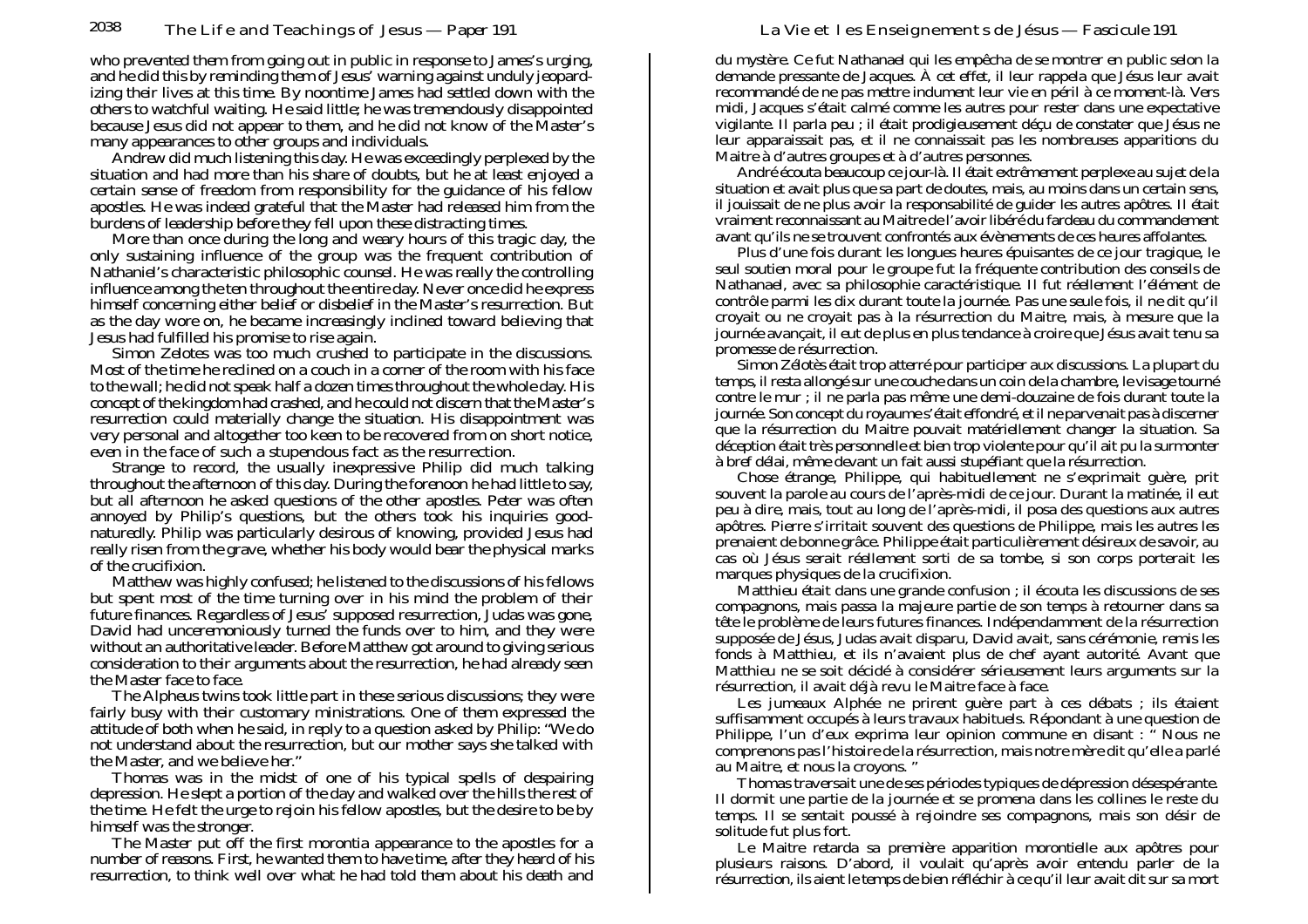who prevented them from going out in public in response to James's urging, and he did this by reminding them of Jesus' warning against unduly jeopardizing their lives at this time. By noontime James had settled down with the others to watchful waiting. He said little; he was tremendously disappointed because Jesus did not appear to them, and he did not know of the Master's many appearances to other groups and individuals.

Andrew did much listening this day. He was exceedingly perplexed by the situation and had more than his share of doubts, but he at least enjoyed a certain sense of freedom from responsibility for the guidance of his fellow apostles. He was indeed grateful that the Master had released him from the burdens of leadership before they fell upon these distracting times.

More than once during the long and weary hours of this tragic day, the only sustaining influence of the group was the frequent contribution of Nathaniel's characteristic philosophic counsel. He was really the controlling influence among the ten throughout the entire day. Never once did he express himself concerning either belief or disbelief in the Master's resurrection. But as the day wore on, he became increasingly inclined toward believing that Jesus had fulfilled his promise to rise again.

Simon Zelotes was too much crushed to participate in the discussions. Most of the time he reclined on a couch in a corner of the room with his face to the wall; he did not speak half a dozen times throughout the whole day. His concept of the kingdom had crashed, and he could not discern that the Master's resurrection could materially change the situation. His disappointment was very personal and altogether too keen to be recovered from on short notice, even in the face of such a stupendous fact as the resurrection.

Strange to record, the usually inexpressive Philip did much talking throughout the afternoon of this day. During the forenoon he had little to say, but all afternoon he asked questions of the other apostles. Peter was often annoyed by Philip's questions, but the others took his inquiries good-naturedly. Philip was particularly desirous of knowing, provided Jesus had really risen from the grave, whether his body would bear the physical marks of the crucifixion.

Matthew was highly confused; he listened to the discussions of his fellows but spent most of the time turning over in his mind the problem of their future finances. Regardless of Jesus' supposed resurrection, Judas was gone, David had unceremoniously turned the funds over to him, and they were without an authoritative leader. Before Matthew got around to giving serious consideration to their arguments about the resurrection, he had already seen the Master face to face.

The Alpheus twins took little part in these serious discussions; they were fairly busy with their customary ministrations. One of them expressed the attitude of both when he said, in reply to a question asked by Philip: "We do not understand about the resurrection, but our mother says she talked with the Master, and we believe her."

Thomas was in the midst of one of his typical spells of despairing depression. He slept a portion of the day and walked over the hills the rest of the time. He felt the urge to rejoin his fellow apostles, but the desire to be by himself was the stronger.

The Master put off the first morontia appearance to the apostles for a number of reasons. First, he wanted them to have time, after they heard of his resurrection, to think well over what he had told them about his death and

du mystère. Ce fut Nathanael qui les empêcha de se montrer en public selon la demande pressante de Jacques. À cet effet, il leur rappela que Jésus leur avait recommandé de ne pas mettre indument leur vie en péril à ce moment-là. Vers midi, Jacques s'était calmé comme les autres pour rester dans une expectative vigilante. Il parla peu ; il était prodigieusement déçu de constater que Jésus ne leur apparaissait pas, et il ne connaissait pas les nombreuses apparitions du Maitre à d'autres groupes et à d'autres personnes.

André écouta beaucoup ce jour-là. Il était extrêmement perplexe au sujet de la situation et avait plus que sa part de doutes, mais, au moins dans un certain sens, il jouissait de ne plus avoir la responsabilité de guider les autres apôtres. Il était vraiment reconnaissant au Maitre de l'avoir libéré du fardeau du commandement avant qu'ils ne se trouvent confrontés aux évènements de ces heures affolantes.

Plus d'une fois durant les longues heures épuisantes de ce jour tragique, le seul soutien moral pour le groupe fut la fréquente contribution des conseils de Nathanael, avec sa philosophie caractéristique. Il fut réellement l'élément de contrôle parmi les dix durant toute la journée. Pas une seule fois, il ne dit qu'il croyait ou ne croyait pas à la résurrection du Maitre, mais, à mesure que la journée avançait, il eut de plus en plus tendance à croire que Jésus avait tenu sa promesse de résurrection.

Simon Zélotès était trop atterré pour participer aux discussions. La plupart du temps, il resta allongé sur une couche dans un coin de la chambre, le visage tourné contre le mur ; il ne parla pas même une demi-douzaine de fois durant toute la journée. Son concept du royaume s'était effondré, et il ne parvenait pas à discerner que la résurrection du Maitre pouvait matériellement changer la situation. Sa déception était très personnelle et bien trop violente pour qu'il ait pu la surmonter à bref délai, même devant un fait aussi stupéfiant que la résurrection.

Chose étrange, Philippe, qui habituellement ne s'exprimait guère, prit souvent la parole au cours de l'après-midi de ce jour. Durant la matinée, il eut peu à dire, mais, tout au long de l'après-midi, il posa des questions aux autres apôtres. Pierre s'irritait souvent des questions de Philippe, mais les autres les prenaient de bonne grâce. Philippe était particulièrement désireux de savoir, au cas où Jésus serait réellement sorti de sa tombe, si son corps porterait les marques physiques de la crucifixion.

Matthieu était dans une grande confusion ; il écouta les discussions de ses compagnons, mais passa la majeure partie de son temps à retourner dans sa tête le problème de leurs futures finances. Indépendamment de la résurrection supposée de Jésus, Judas avait disparu, David avait, sans cérémonie, remis les fonds à Matthieu, et ils n'avaient plus de chef ayant autorité. Avant que Matthieu ne se soit décidé à considérer sérieusement leurs arguments sur la résurrection, il avait déjà revu le Maitre face à face.

Les jumeaux Alphée ne prirent guère part à ces débats ; ils étaient suffisamment occupés à leurs travaux habituels. Répondant à une question de Philippe, l'un d'eux exprima leur opinion commune en disant : " Nous ne comprenons pas l'histoire de la résurrection, mais notre mère dit qu'elle a parlé au Maitre, et nous la croyons. "

Thomas traversait une de ses périodes typiques de dépression désespérante. Il dormit une partie de la journée et se promena dans les collines le reste du temps. Il se sentait poussé à rejoindre ses compagnons, mais son désir de solitude fut plus fort.

Le Maitre retarda sa première apparition morontielle aux apôtres pour plusieurs raisons. D'abord, il voulait qu'après avoir entendu parler de la résurrection, ils aient le temps de bien réfléchir à ce qu'il leur avait dit sur sa mort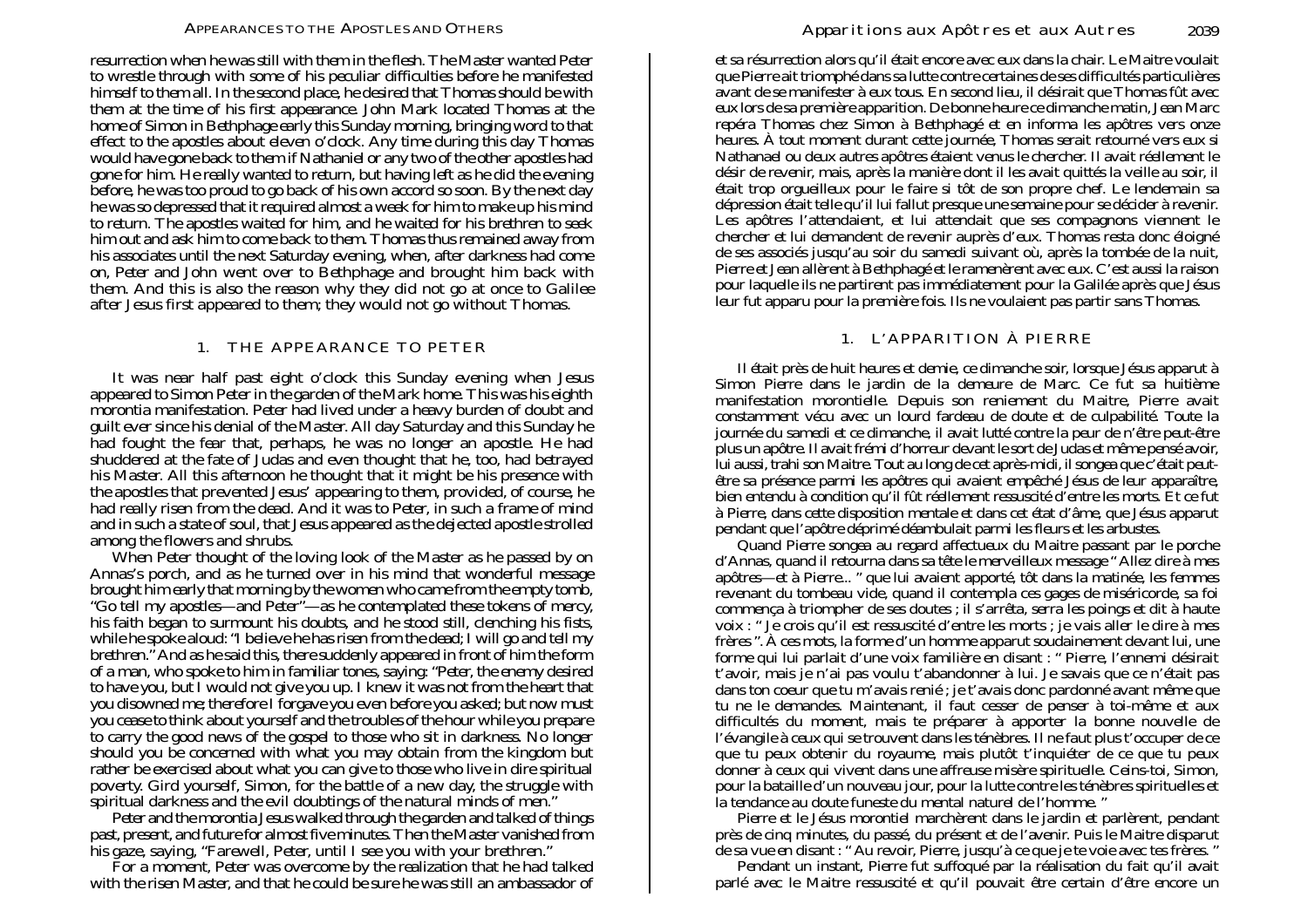resurrection when he was still with them in the flesh. The Master wanted Peter to wrestle through with some of his peculiar difficulties before he manifested himself to them all. In the second place, he desired that Thomas should be with them at the time of his first appearance. John Mark located Thomas at the home of Simon in Bethphage early this Sunday morning, bringing word to that effect to the apostles about eleven o'clock. Any time during this day Thomas would have gone back to them if Nathaniel or any two of the other apostles had gone for him. He really wanted to return, but having left as he did the evening before, he was too proud to go back of his own accord so soon. By the next day he was so depressed that it required almost a week for him to make up his mind to return. The apostles waited for him, and he waited for his brethren to seek him out and ask him to come back to them. Thomas thus remained away from his associates until the next Saturday evening, when, after darkness had come on, Peter and John went over to Bethphage and brought him back with them. And this is also the reason why they did not go at once to Galilee after Jesus first appeared to them; they would not go without Thomas.

## 1. THE APPEARANCE TO PETER

It was near half past eight o'clock this Sunday evening when Jesus appeared to Simon Peter in the garden of the Mark home. This was his eighth morontia manifestation. Peter had lived under a heavy burden of doubt and guilt ever since his denial of the Master. All day Saturday and this Sunday he had fought the fear that, perhaps, he was no longer an apostle. He had shuddered at the fate of Judas and even thought that he, too, had betrayed his Master. All this afternoon he thought that it might be his presence with the apostles that prevented Jesus' appearing to them, provided, of course, he had really risen from the dead. And it was to Peter, in such a frame of mind and in such a state of soul, that Jesus appeared as the dejected apostle strolled among the flowers and shrubs.

When Peter thought of the loving look of the Master as he passed by on Annas's porch, and as he turned over in his mind that wonderful message brought him early that morning by the women who came from the empty tomb, "Go tell my apostles—and Peter"—as he contemplated these tokens of mercy, his faith began to surmount his doubts, and he stood still, clenching his fists, while he spoke aloud: "I believe he has risen from the dead; I will go and tell my brethren." And as he said this, there suddenly appeared in front of him the form of a man, who spoke to him in familiar tones, saying: "Peter, the enemy desired to have you, but I would not give you up. I knew it was not from the heart that you disowned me; therefore I forgave you even before you asked; but now must you cease to think about yourself and the troubles of the hour while you prepare to carry the good news of the gospel to those who sit in darkness. No longer should you be concerned with what you may obtain from the kingdom but rather be exercised about what you can give to those who live in dire spiritual poverty. Gird yourself, Simon, for the battle of a new day, the struggle with spiritual darkness and the evil doubtings of the natural minds of men."

Peter and the morontia Jesus walked through the garden and talked of things past, present, and future for almost five minutes. Then the Master vanished from his gaze, saying, "Farewell, Peter, until I see you with your brethren."

For a moment, Peter was overcome by the realization that he had talked with the risen Master, and that he could be sure he was still an ambassador of

et sa résurrection alors qu'il était encore avec eux dans la chair. Le Maitre voulait que Pierre ait triomphé dans sa lutte contre certaines de ses difficultés particulières avant de se manifester à eux tous. En second lieu, il désirait que Thomas fût avec eux lors de sa première apparition. De bonne heure ce dimanche matin, Jean Marc repéra Thomas chez Simon à Bethphagé et en informa les apôtres vers onze heures. À tout moment durant cette journée, Thomas serait retourné vers eux si Nathanael ou deux autres apôtres étaient venus le chercher. Il avait réellement le désir de revenir, mais, après la manière dont il les avait quittés la veille au soir, il était trop orgueilleux pour le faire si tôt de son propre chef. Le lendemain sa dépression était telle qu'il lui fallut presque une semaine pour se décider à revenir. Les apôtres l'attendaient, et lui attendait que ses compagnons viennent le chercher et lui demandent de revenir auprès d'eux. Thomas resta donc éloigné de ses associés jusqu'au soir du samedi suivant où, après la tombée de la nuit, Pierre et Jean allèrent à Bethphagé et le ramenèrent avec eux. C'est aussi la raison pour laquelle ils ne partirent pas immédiatement pour la Galilée après que Jésus leur fut apparu pour la première fois. Ils ne voulaient pas partir sans Thomas.

## 1. L'APPARITION À PIERRE

Il était près de huit heures et demie, ce dimanche soir, lorsque Jésus apparut à Simon Pierre dans le jardin de la demeure de Marc. Ce fut sa huitième manifestation morontielle. Depuis son reniement du Maitre, Pierre avait constamment vécu avec un lourd fardeau de doute et de culpabilité. Toute la journée du samedi et ce dimanche, il avait lutté contre la peur de n'être peut-être plus un apôtre. Il avait frémi d'horreur devant le sort de Judas et même pensé avoir, lui aussi, trahi son Maitre. Tout au long de cet après-midi, il songea que c'était peut-être sa présence parmi les apôtres qui avaient empêché Jésus de leur apparaître, bien entendu à condition qu'il fût réellement ressuscité d'entre les morts. Et ce fut à Pierre, dans cette disposition mentale et dans cet état d'âme, que Jésus apparut pendant que l'apôtre déprimé déambulait parmi les fleurs et les arbustes.

Quand Pierre songea au regard affectueux du Maitre passant par le porche d'Annas, quand il retourna dans sa tête le merveilleux message " Allez dire à mes apôtres—et à Pierre... " que lui avaient apporté, tôt dans la matinée, les femmes revenant du tombeau vide, quand il contempla ces gages de miséricorde, sa foi commença à triompher de ses doutes ; il s'arrêta, serra les poings et dit à haute voix : " Je crois qu'il est ressuscité d'entre les morts ; je vais aller le dire à mes frères ". À ces mots, la forme d'un homme apparut soudainement devant lui, une forme qui lui parlait d'une voix familière en disant : " Pierre, l'ennemi désirait t'avoir, mais je n'ai pas voulu t'abandonner à lui. Je savais que ce n'était pas dans ton coeur que tu m'avais renié ; je t'avais donc pardonné avant même que tu ne le demandes. Maintenant, il faut cesser de penser à toi-même et aux difficultés du moment, mais te préparer à apporter la bonne nouvelle de l'évangile à ceux qui se trouvent dans les ténèbres. Il ne faut plus t'occuper de ce que tu peux obtenir du royaume, mais plutôt t'inquiéter de ce que tu peux donner à ceux qui vivent dans une affreuse misère spirituelle. Ceins-toi, Simon, pour la bataille d'un nouveau jour, pour la lutte contre les ténèbres spirituelles et la tendance au doute funeste du mental naturel de l'homme. "

Pierre et le Jésus morontiel marchèrent dans le jardin et parlèrent, pendant près de cinq minutes, du passé, du présent et de l'avenir. Puis le Maitre disparut de sa vue en disant : " Au revoir, Pierre, jusqu'à ce que je te voie avec tes frères. "

Pendant un instant, Pierre fut suffoqué par la réalisation du fait qu'il avait parlé avec le Maitre ressuscité et qu'il pouvait être certain d'être encore un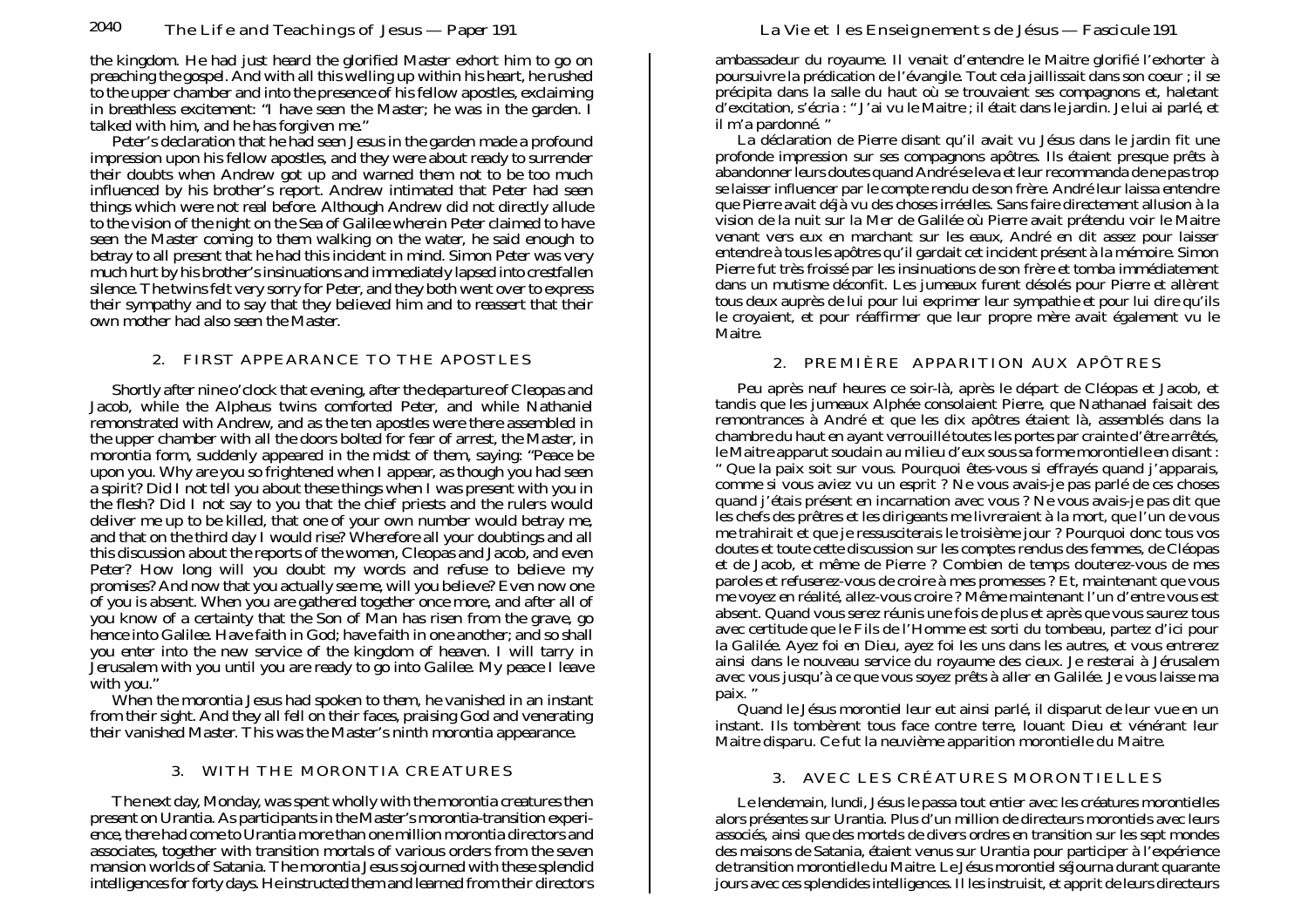the kingdom. He had just heard the glorified Master exhort him to go on preaching the gospel. And with all this welling up within his heart, he rushed to the upper chamber and into the presence of his fellow apostles, exclaiming in breathless excitement: "I have seen the Master; he was in the garden. I talked with him, and he has forgiven me."

Peter's declaration that he had seen Jesus in the garden made a profound impression upon his fellow apostles, and they were about ready to surrender their doubts when Andrew got up and warned them not to be too much influenced by his brother's report. Andrew intimated that Peter had seen things which were not real before. Although Andrew did not directly allude to the vision of the night on the Sea of Galilee wherein Peter claimed to have seen the Master coming to them walking on the water, he said enough to betray to all present that he had this incident in mind. Simon Peter was very much hurt by his brother's insinuations and immediately lapsed into crestfallen silence. The twins felt very sorry for Peter, and they both went over to express their sympathy and to say that they believed him and to reassert that their own mother had also seen the Master.

## 2. FIRST APPEARANCE TO THE APOSTLES

Shortly after nine o'clock that evening, after the departure of Cleopas and Jacob, while the Alpheus twins comforted Peter, and while Nathaniel remonstrated with Andrew, and as the ten apostles were there assembled in the upper chamber with all the doors bolted for fear of arrest, the Master, in morontia form, suddenly appeared in the midst of them, saying: "Peace be upon you. Why are you so frightened when I appear, as though you had seen a spirit? Did I not tell you about these things when I was present with you in the flesh? Did I not say to you that the chief priests and the rulers would deliver me up to be killed, that one of your own number would betray me, and that on the third day I would rise? Wherefore all your doubtings and all this discussion about the reports of the women, Cleopas and Jacob, and even Peter? How long will you doubt my words and refuse to believe my promises? And now that you actually see me, will you believe? Even now one of you is absent. When you are gathered together once more, and after all of you know of a certainty that the Son of Man has risen from the grave, go hence into Galilee. Have faith in God; have faith in one another; and so shall you enter into the new service of the kingdom of heaven. I will tarry in Jerusalem with you until you are ready to go into Galilee. My peace I leave with you."

When the morontia Jesus had spoken to them, he vanished in an instant from their sight. And they all fell on their faces, praising God and venerating their vanished Master. This was the Master's ninth morontia appearance.

## 3. WITH THE MORONTIA CREATURES

The next day, Monday, was spent wholly with the morontia creatures then present on Urantia. As participants in the Master's morontia-transition experience, there had come to Urantia more than one million morontia directors and associates, together with transition mortals of various orders from the seven mansion worlds of Satania. The morontia Jesus sojourned with these splendid intelligences for forty days. He instructed them and learned from their directors

ambassadeur du royaume. Il venait d'entendre le Maitre glorifié l'exhorter à poursuivre la prédication de l'évangile. Tout cela jaillissait dans son coeur ; il se précipita dans la salle du haut où se trouvaient ses compagnons et, haletant d'excitation, s'écria : " J'ai vu le Maitre ; il était dans le jardin. Je lui ai parlé, et il m'a pardonné. "

La déclaration de Pierre disant qu'il avait vu Jésus dans le jardin fit une profonde impression sur ses compagnons apôtres. Ils étaient presque prêts à abandonner leurs doutes quand André se leva et leur recommanda de ne pas trop se laisser influencer par le compte rendu de son frère. André leur laissa entendre que Pierre avait déjà vu des choses irréelles. Sans faire directement allusion à la vision de la nuit sur la Mer de Galilée où Pierre avait prétendu voir le Maitre venant vers eux en marchant sur les eaux, André en dit assez pour laisser entendre à tous les apôtres qu'il gardait cet incident présent à la mémoire. Simon Pierre fut très froissé par les insinuations de son frère et tomba immédiatement dans un mutisme déconfit. Les jumeaux furent désolés pour Pierre et allèrent tous deux auprès de lui pour lui exprimer leur sympathie et pour lui dire qu'ils le croyaient, et pour réaffirmer que leur propre mère avait également vu le Maitre.

## 2. PREMIÈRE APPARITION AUX APÔTRES

Peu après neuf heures ce soir-là, après le départ de Cléopas et Jacob, et tandis que les jumeaux Alphée consolaient Pierre, que Nathanael faisait des remontrances à André et que les dix apôtres étaient là, assemblés dans la chambre du haut en ayant verrouillé toutes les portes par crainte d'être arrêtés, le Maitre apparut soudain au milieu d'eux sous sa forme morontielle en disant : " Que la paix soit sur vous. Pourquoi êtes-vous si effrayés quand j'apparais, comme si vous aviez vu un esprit ? Ne vous avais-je pas parlé de ces choses quand j'étais présent en incarnation avec vous ? Ne vous avais-je pas dit que les chefs des prêtres et les dirigeants me livreraient à la mort, que l'un de vous me trahirait et que je ressusciterais le troisième jour ? Pourquoi donc tous vos doutes et toute cette discussion sur les comptes rendus des femmes, de Cléopas et de Jacob, et même de Pierre ? Combien de temps douterez-vous de mes paroles et refuserez-vous de croire à mes promesses ? Et, maintenant que vous me voyez en réalité, allez-vous croire ? Même maintenant l'un d'entre vous est absent. Quand vous serez réunis une fois de plus et après que vous saurez tous avec certitude que le Fils de l'Homme est sorti du tombeau, partez d'ici pour la Galilée. Ayez foi en Dieu, ayez foi les uns dans les autres, et vous entrerez ainsi dans le nouveau service du royaume des cieux. Je resterai à Jérusalem avec vous jusqu'à ce que vous soyez prêts à aller en Galilée. Je vous laisse ma paix. "

Quand le Jésus morontiel leur eut ainsi parlé, il disparut de leur vue en un instant. Ils tombèrent tous face contre terre, louant Dieu et vénérant leur Maitre disparu. Ce fut la neuvième apparition morontielle du Maitre.

## 3. AVEC LES CRÉATURES MORONTIELLES

Le lendemain, lundi, Jésus le passa tout entier avec les créatures morontielles alors présentes sur Urantia. Plus d'un million de directeurs morontiels avec leurs associés, ainsi que des mortels de divers ordres en transition sur les sept mondes des maisons de Satania, étaient venus sur Urantia pour participer à l'expérience de transition morontielle du Maitre. Le Jésus morontiel séjourna durant quarante jours avec ces splendides intelligences. Il les instruisit, et apprit de leurs directeurs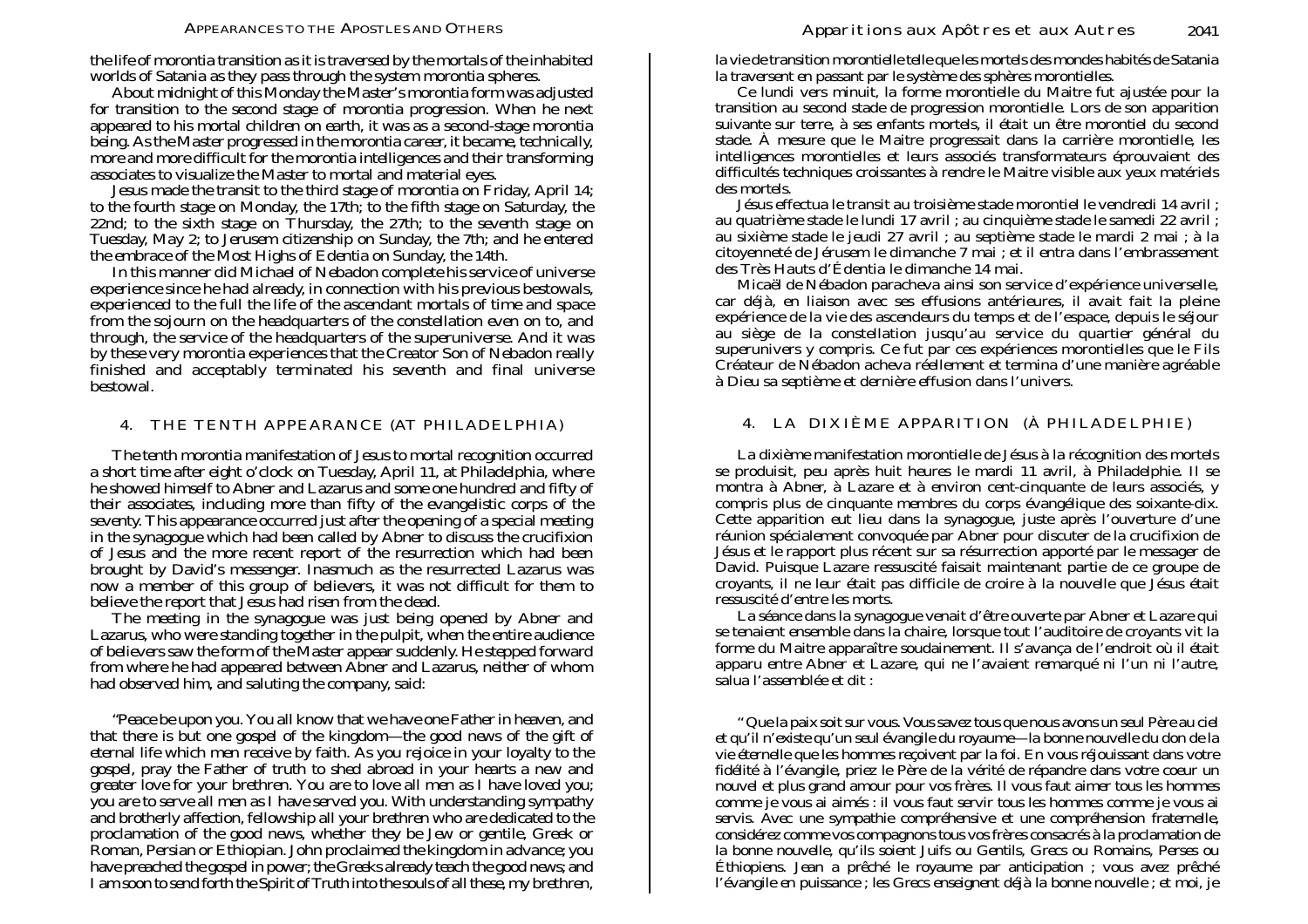the life of morontia transition as it is traversed by the mortals of the inhabited worlds of Satania as they pass through the system morontia spheres.

About midnight of this Monday the Master's morontia form was adjusted for transition to the second stage of morontia progression. When he next appeared to his mortal children on earth, it was as a second-stage morontia being. As the Master progressed in the morontia career, it became, technically, more and more difficult for the morontia intelligences and their transforming associates to visualize the Master to mortal and material eyes.

Jesus made the transit to the third stage of morontia on Friday, April 14; to the fourth stage on Monday, the 17th; to the fifth stage on Saturday, the 22nd; to the sixth stage on Thursday, the 27th; to the seventh stage on Tuesday, May 2; to Jerusem citizenship on Sunday, the 7th; and he entered the embrace of the Most Highs of Edentia on Sunday, the 14th.

In this manner did Michael of Nebadon complete his service of universe experience since he had already, in connection with his previous bestowals, experienced to the full the life of the ascendant mortals of time and space from the sojourn on the headquarters of the constellation even on to, and through, the service of the headquarters of the superuniverse. And it was by these very morontia experiences that the Creator Son of Nebadon really finished and acceptably terminated his seventh and final universe bestowal.

## 4. THE TENTH APPEARANCE (AT PHILADELPHIA)

The tenth morontia manifestation of Jesus to mortal recognition occurred a short time after eight o'clock on Tuesday, April 11, at Philadelphia, where he showed himself to Abner and Lazarus and some one hundred and fifty of their associates, including more than fifty of the evangelistic corps of the seventy. This appearance occurred just after the opening of a special meeting in the synagogue which had been called by Abner to discuss the crucifixion of Jesus and the more recent report of the resurrection which had been brought by David's messenger. Inasmuch as the resurrected Lazarus was now a member of this group of believers, it was not difficult for them to believe the report that Jesus had risen from the dead.

The meeting in the synagogue was just being opened by Abner and Lazarus, who were standing together in the pulpit, when the entire audience of believers saw the form of the Master appear suddenly. He stepped forward from where he had appeared between Abner and Lazarus, neither of whom had observed him, and saluting the company, said:

"Peace be upon you. You all know that we have one Father in heaven, and that there is but one gospel of the kingdom—the good news of the gift of eternal life which men receive by faith. As you rejoice in your loyalty to the gospel, pray the Father of truth to shed abroad in your hearts a new and greater love for your brethren. You are to love all men as I have loved you; you are to serve all men as I have served you. With understanding sympathy and brotherly affection, fellowship all your brethren who are dedicated to the proclamation of the good news, whether they be Jew or gentile, Greek or Roman, Persian or Ethiopian. John proclaimed the kingdom in advance; you have preached the gospel in power; the Greeks already teach the good news; and I am soon to send forth the Spirit of Truth into the souls of all these, my brethren,

la vie de transition morontielle telle que les mortels des mondes habités de Satania la traversent en passant par le système des sphères morontielles.

Ce lundi vers minuit, la forme morontielle du Maitre fut ajustée pour la transition au second stade de progression morontielle. Lors de son apparition suivante sur terre, à ses enfants mortels, il était un être morontiel du second stade. À mesure que le Maitre progressait dans la carrière morontielle, les intelligences morontielles et leurs associés transformateurs éprouvaient des difficultés techniques croissantes à rendre le Maitre visible aux yeux matériels des mortels.

Jésus effectua le transit au troisième stade morontiel le vendredi 14 avril ; au quatrième stade le lundi 17 avril ; au cinquième stade le samedi 22 avril ; au sixième stade le jeudi 27 avril ; au septième stade le mardi 2 mai ; à la citoyenneté de Jérusem le dimanche 7 mai ; et il entra dans l'embrassement des Très Hauts d'Édentia le dimanche 14 mai.

Micaël de Nébadon paracheva ainsi son service d'expérience universelle, car déjà, en liaison avec ses effusions antérieures, il avait fait la pleine expérience de la vie des ascendeurs du temps et de l'espace, depuis le séjour au siège de la constellation jusqu'au service du quartier général du superunivers y compris. Ce fut par ces expériences morontielles que le Fils Créateur de Nébadon acheva réellement et termina d'une manière agréable à Dieu sa septième et dernière effusion dans l'univers.

## 4. LA DIXIÈME APPARITION (À PHILADELPHIE)

La dixième manifestation morontielle de Jésus à la récognition des mortels se produisit, peu après huit heures le mardi 11 avril, à Philadelphie. Il se montra à Abner, à Lazare et à environ cent-cinquante de leurs associés, y compris plus de cinquante membres du corps évangélique des soixante-dix. Cette apparition eut lieu dans la synagogue, juste après l'ouverture d'une réunion spécialement convoquée par Abner pour discuter de la crucifixion de Jésus et le rapport plus récent sur sa résurrection apporté par le messager de David. Puisque Lazare ressuscité faisait maintenant partie de ce groupe de croyants, il ne leur était pas difficile de croire à la nouvelle que Jésus était ressuscité d'entre les morts.

La séance dans la synagogue venait d'être ouverte par Abner et Lazare qui se tenaient ensemble dans la chaire, lorsque tout l'auditoire de croyants vit la forme du Maitre apparaître soudainement. Il s'avança de l'endroit où il était apparu entre Abner et Lazare, qui ne l'avaient remarqué ni l'un ni l'autre, salua l'assemblée et dit :

« Que la paix soit sur vous. Vous savez tous que nous avons un seul Père au ciel et qu'il n'existe qu'un seul évangile du royaume—la bonne nouvelle du don de la vie éternelle que les hommes reçoivent par la foi. En vous réjouissant dans votre fidélité à l'évangile, priez le Père de la vérité de répandre dans votre coeur un nouvel et plus grand amour pour vos frères. Il vous faut aimer tous les hommes comme je vous ai aimés : il vous faut servir tous les hommes comme je vous ai servis. Avec une sympathie compréhensive et une compréhension fraternelle, considérez comme vos compagnons tous vos frères consacrés à la proclamation de la bonne nouvelle, qu'ils soient Juifs ou Gentils, Grecs ou Romains, Perses ou Éthiopiens. Jean a prêché le royaume par anticipation ; vous avez prêché l'évangile en puissance ; les Grecs enseignent déjà la bonne nouvelle ; et moi, je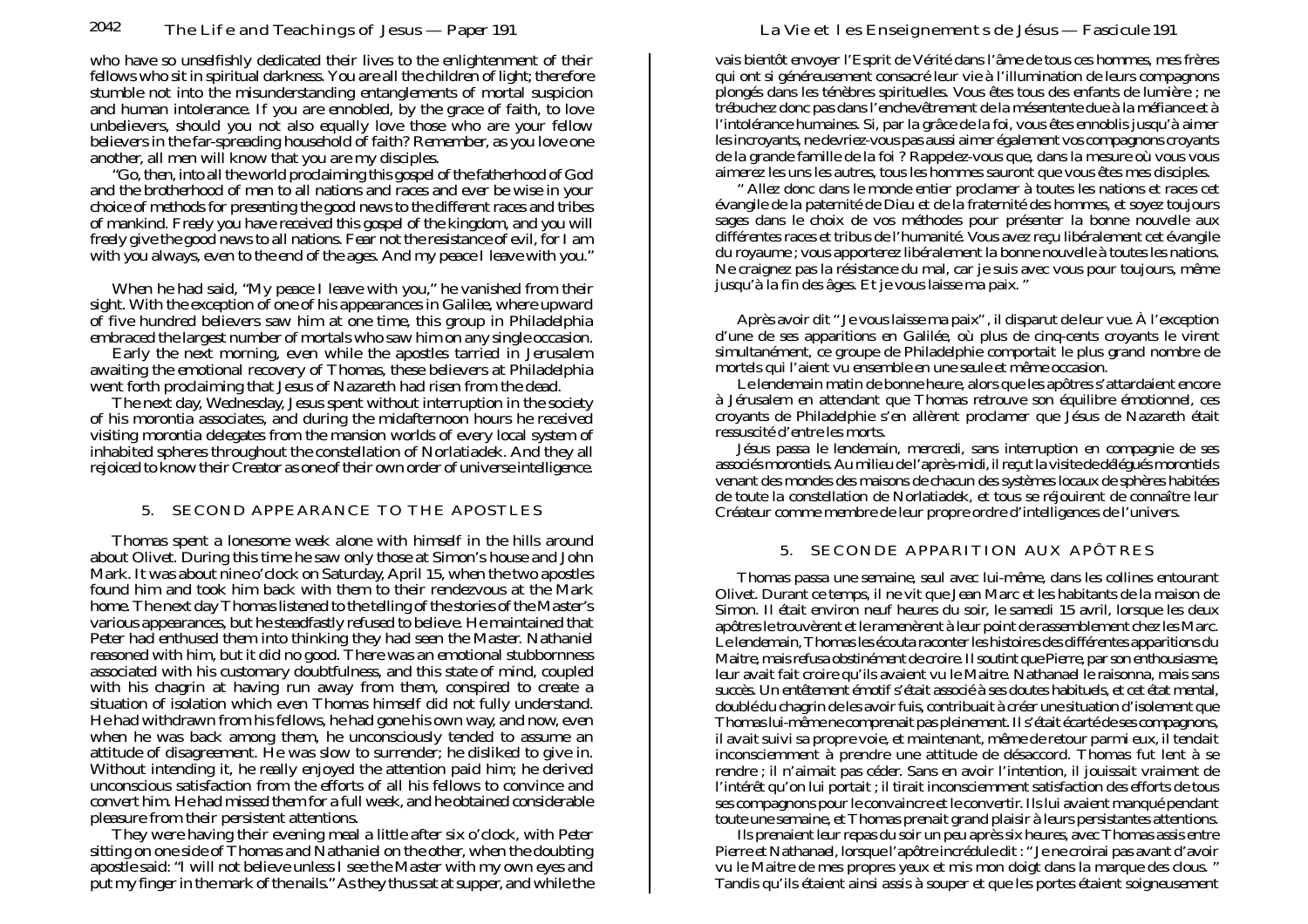who have so unselfishly dedicated their lives to the enlightenment of their fellows who sit in spiritual darkness. You are all the children of light; therefore stumble not into the misunderstanding entanglements of mortal suspicion and human intolerance. If you are ennobled, by the grace of faith, to love unbelievers, should you not also equally love those who are your fellow believers in the far-spreading household of faith? Remember, as you love one another, all men will know that you are my disciples.

"Go, then, into all the world proclaiming this gospel of the fatherhood of God and the brotherhood of men to all nations and races and ever be wise in your choice of methods for presenting the good news to the different races and tribes of mankind. Freely you have received this gospel of the kingdom, and you will freely give the good news to all nations. Fear not the resistance of evil, for I am with you always, even to the end of the ages. And my peace I leave with you."

When he had said, "My peace I leave with you," he vanished from their sight. With the exception of one of his appearances in Galilee, where upward of five hundred believers saw him at one time, this group in Philadelphia embraced the largest number of mortals who saw him on any single occasion.

Early the next morning, even while the apostles tarried in Jerusalem awaiting the emotional recovery of Thomas, these believers at Philadelphia went forth proclaiming that Jesus of Nazareth had risen from the dead.

The next day, Wednesday, Jesus spent without interruption in the society of his morontia associates, and during the midafternoon hours he received visiting morontia delegates from the mansion worlds of every local system of inhabited spheres throughout the constellation of Norlatiadek. And they all rejoiced to know their Creator as one of their own order of universe intelligence.

## 5. SECOND APPEARANCE TO THE APOSTLES

Thomas spent a lonesome week alone with himself in the hills around about Olivet. During this time he saw only those at Simon's house and John Mark. It was about nine o'clock on Saturday, April 15, when the two apostles found him and took him back with them to their rendezvous at the Mark home. The next day Thomas listened to the telling of the stories of the Master's various appearances, but he steadfastly refused to believe. He maintained that Peter had enthused them into thinking they had seen the Master. Nathaniel reasoned with him, but it did no good. There was an emotional stubbornness associated with his customary doubtfulness, and this state of mind, coupled with his chagrin at having run away from them, conspired to create a situation of isolation which even Thomas himself did not fully understand. He had withdrawn from his fellows, he had gone his own way, and now, even when he was back among them, he unconsciously tended to assume an attitude of disagreement. He was slow to surrender; he disliked to give in. Without intending it, he really enjoyed the attention paid him; he derived unconscious satisfaction from the efforts of all his fellows to convince and convert him. He had missed them for a full week, and he obtained considerable pleasure from their persistent attentions.

They were having their evening meal a little after six o'clock, with Peter sitting on one side of Thomas and Nathaniel on the other, when the doubting apostle said: "I will not believe unless I see the Master with my own eyes and put my finger in the mark of the nails." As they thus sat at supper, and while the

vais bientôt envoyer l'Esprit de Vérité dans l'âme de tous ces hommes, mes frères qui ont si généreusement consacré leur vie à l'illumination de leurs compagnons plongés dans les ténèbres spirituelles. Vous êtes tous des enfants de lumière ; ne trébuchez donc pas dans l'enchevêtrement de la mésentente due à la méfiance et à l'intolérance humaines. Si, par la grâce de la foi, vous êtes ennoblis jusqu'à aimer les incroyants, ne devriez-vous pas aussi aimer également vos compagnons croyants de la grande famille de la foi ? Rappelez-vous que, dans la mesure où vous vous aimerez les uns les autres, tous les hommes sauront que vous êtes mes disciples.

" Allez donc dans le monde entier proclamer à toutes les nations et races cet évangile de la paternité de Dieu et de la fraternité des hommes, et soyez toujours sages dans le choix de vos méthodes pour présenter la bonne nouvelle aux différentes races et tribus de l'humanité. Vous avez reçu libéralement cet évangile du royaume ; vous apporterez libéralement la bonne nouvelle à toutes les nations. Ne craignez pas la résistance du mal, car je suis avec vous pour toujours, même jusqu'à la fin des âges. Et je vous laisse ma paix. "

Après avoir dit " Je vous laisse ma paix", il disparut de leur vue. À l'exception d'une de ses apparitions en Galilée, où plus de cinq-cents croyants le virent simultanément, ce groupe de Philadelphie comportait le plus grand nombre de mortels qui l'aient vu ensemble en une seule et même occasion.

Le lendemain matin de bonne heure, alors que les apôtres s'attardaient encore à Jérusalem en attendant que Thomas retrouve son équilibre émotionnel, ces croyants de Philadelphie s'en allèrent proclamer que Jésus de Nazareth était ressuscité d'entre les morts.

Jésus passa le lendemain, mercredi, sans interruption en compagnie de ses associés morontiels. Au milieu de l'après-midi, il reçut la visite de délégués morontiels venant des mondes des maisons de chacun des systèmes locaux de sphères habitées de toute la constellation de Norlatiadek, et tous se réjouirent de connaître leur Créateur comme membre de leur propre ordre d'intelligences de l'univers.

## 5. SECONDE APPARITION AUX APÔTRES

Thomas passa une semaine, seul avec lui-même, dans les collines entourant Olivet. Durant ce temps, il ne vit que Jean Marc et les habitants de la maison de Simon. Il était environ neuf heures du soir, le samedi 15 avril, lorsque les deux apôtres le trouvèrent et le ramenèrent à leur point de rassemblement chez les Marc. Le lendemain, Thomas les écouta raconter les histoires des différentes apparitions du Maitre, mais refusa obstinément de croire. Il soutint que Pierre, par son enthousiasme, leur avait fait croire qu'ils avaient vu le Maitre. Nathanael le raisonna, mais sans succès. Un entêtement émotif s'était associé à ses doutes habituels, et cet état mental, doublé du chagrin de les avoir fuis, contribuait à créer une situation d'isolement que Thomas lui-même ne comprenait pas pleinement. Il s'était écarté de ses compagnons, il avait suivi sa propre voie, et maintenant, même de retour parmi eux, il tendait inconsciemment à prendre une attitude de désaccord. Thomas fut lent à se rendre ; il n'aimait pas céder. Sans en avoir l'intention, il jouissait vraiment de l'intérêt qu'on lui portait ; il tirait inconsciemment satisfaction des efforts de tous ses compagnons pour le convaincre et le convertir. Ils lui avaient manqué pendant toute une semaine, et Thomas prenait grand plaisir à leurs persistantes attentions.

Ils prenaient leur repas du soir un peu après six heures, avec Thomas assis entre Pierre et Nathanael, lorsque l'apôtre incrédule dit : " Je ne croirai pas avant d'avoir vu le Maitre de mes propres yeux et mis mon doigt dans la marque des clous. " Tandis qu'ils étaient ainsi assis à souper et que les portes étaient soigneusement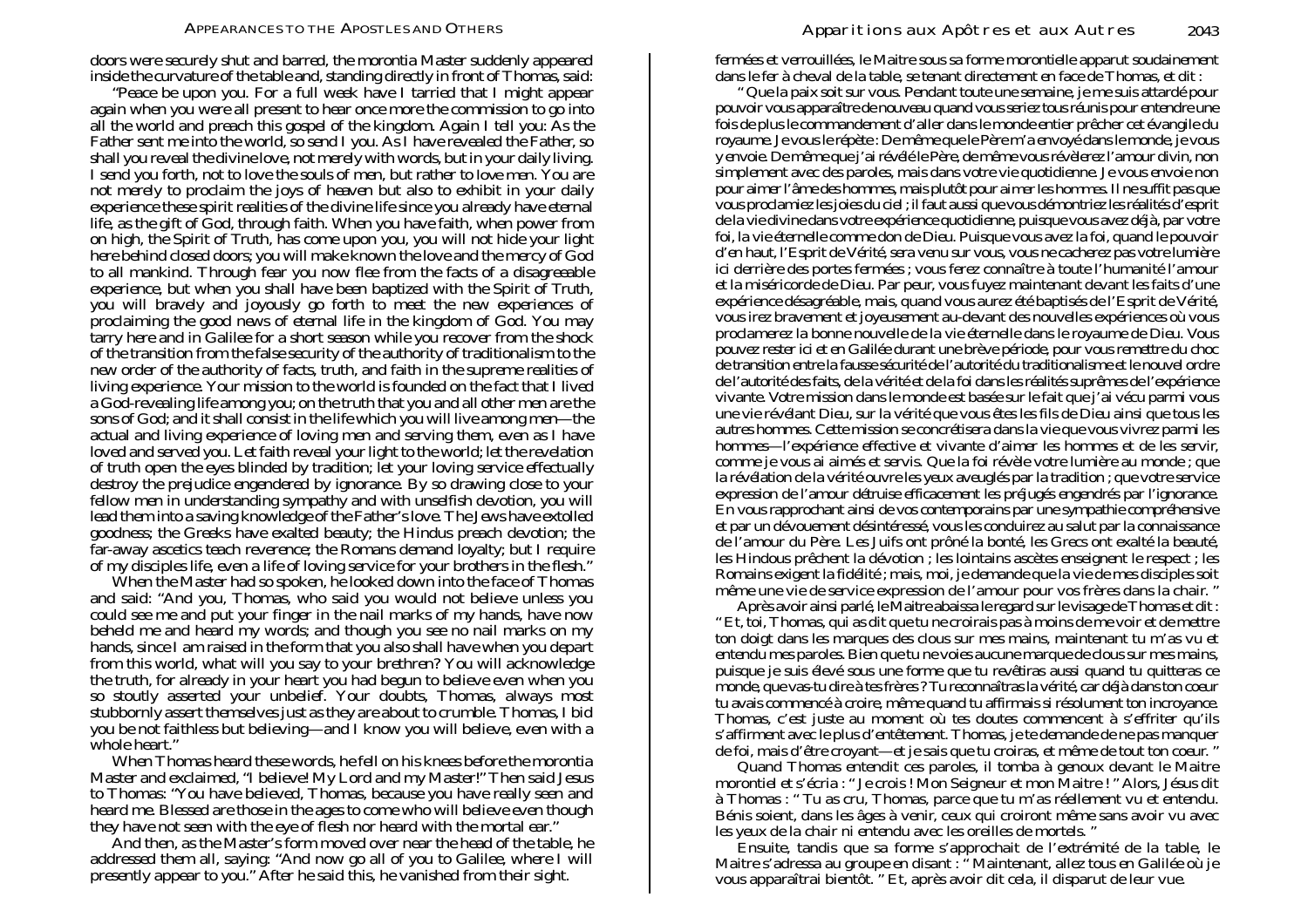doors were securely shut and barred, the morontia Master suddenly appeared inside the curvature of the table and, standing directly in front of Thomas, said:

"Peace be upon you. For a full week have I tarried that I might appear again when you were all present to hear once more the commission to go into all the world and preach this gospel of the kingdom. Again I tell you: As the Father sent me into the world, so send I you. As I have revealed the Father, so shall you reveal the divine love, not merely with words, but in your daily living. I send you forth, not to love the souls of men, but rather to love men. You are not merely to proclaim the joys of heaven but also to exhibit in your daily experience these spirit realities of the divine life since you already have eternal life, as the gift of God, through faith. When you have faith, when power from on high, the Spirit of Truth, has come upon you, you will not hide your light here behind closed doors; you will make known the love and the mercy of God to all mankind. Through fear you now flee from the facts of a disagreeable experience, but when you shall have been baptized with the Spirit of Truth, you will bravely and joyously go forth to meet the new experiences of proclaiming the good news of eternal life in the kingdom of God. You may tarry here and in Galilee for a short season while you recover from the shock of the transition from the false security of the authority of traditionalism to the new order of the authority of facts, truth, and faith in the supreme realities of living experience. Your mission to the world is founded on the fact that I lived a God-revealing life among you; on the truth that you and all other men are the sons of God; and it shall consist in the life which you will live among men—the actual and living experience of loving men and serving them, even as I have loved and served you. Let faith reveal your light to the world; let the revelation of truth open the eyes blinded by tradition; let your loving service effectually destroy the prejudice engendered by ignorance. By so drawing close to your fellow men in understanding sympathy and with unselfish devotion, you will lead them into a saving knowledge of the Father's love. The Jews have extolled goodness; the Greeks have exalted beauty; the Hindus preach devotion; the far-away ascetics teach reverence; the Romans demand loyalty; but I require of my disciples life, even a life of loving service for your brothers in the flesh."

When the Master had so spoken, he looked down into the face of Thomas and said: "And you, Thomas, who said you would not believe unless you could see me and put your finger in the nail marks of my hands, have now beheld me and heard my words; and though you see no nail marks on my hands, since I am raised in the form that you also shall have when you depart from this world, what will you say to your brethren? You will acknowledge the truth, for already in your heart you had begun to believe even when you so stoutly asserted your unbelief. Your doubts, Thomas, always most stubbornly assert themselves just as they are about to crumble. Thomas, I bid you be not faithless but believing—and I know you will believe, even with a whole heart."

When Thomas heard these words, he fell on his knees before the morontia Master and exclaimed, "I believe! My Lord and my Master!" Then said Jesus to Thomas: "You have believed, Thomas, because you have really seen and heard me. Blessed are those in the ages to come who will believe even though they have not seen with the eye of flesh nor heard with the mortal ear."

And then, as the Master's form moved over near the head of the table, he addressed them all, saying: "And now go all of you to Galilee, where I will presently appear to you." After he said this, he vanished from their sight.

fermées et verrouillées, le Maitre sous sa forme morontielle apparut soudainement dans le fer à cheval de la table, se tenant directement en face de Thomas, et dit :

" Que la paix soit sur vous. Pendant toute une semaine, je me suis attardé pour pouvoir vous apparaître de nouveau quand vous seriez tous réunis pour entendre une fois de plus le commandement d'aller dans le monde entier prêcher cet évangile du royaume. Je vous le répète : De même que le Père m'a envoyé dans le monde, je vous y envoie. De même que j'ai révélé le Père, de même vous révèlerez l'amour divin, non simplement avec des paroles, mais dans votre vie quotidienne. Je vous envoie non pour aimer l'âme des hommes, mais plutôt pour aimer les hommes. Il ne suffit pas que vous proclamiez les joies du ciel ; il faut aussi que vous démontriez les réalités d'esprit de la vie divine dans votre expérience quotidienne, puisque vous avez déjà, par votre foi, la vie éternelle comme don de Dieu. Puisque vous avez la foi, quand le pouvoir d'en haut, l'Esprit de Vérité, sera venu sur vous, vous ne cacherez pas votre lumière ici derrière des portes fermées ; vous ferez connaître à toute l'humanité l'amour et la miséricorde de Dieu. Par peur, vous fuyez maintenant devant les faits d'une expérience désagréable, mais, quand vous aurez été baptisés de l'Esprit de Vérité, vous irez bravement et joyeusement au-devant des nouvelles expériences où vous proclamerez la bonne nouvelle de la vie éternelle dans le royaume de Dieu. Vous pouvez rester ici et en Galilée durant une brève période, pour vous remettre du choc de transition entre la fausse sécurité de l'autorité du traditionalisme et le nouvel ordre de l'autorité des faits, de la vérité et de la foi dans les réalités suprêmes de l'expérience vivante. Votre mission dans le monde est basée sur le fait que j'ai vécu parmi vous une vie révélant Dieu, sur la vérité que vous êtes les fils de Dieu ainsi que tous les autres hommes. Cette mission se concrétisera dans la vie que vous vivrez parmi les hommes—l'expérience effective et vivante d'aimer les hommes et de les servir, comme je vous ai aimés et servis. Que la foi révèle votre lumière au monde ; que la révélation de la vérité ouvre les yeux aveuglés par la tradition ; que votre service expression de l'amour détruise efficacement les préjugés engendrés par l'ignorance. En vous rapprochant ainsi de vos contemporains par une sympathie compréhensive et par un dévouement désintéressé, vous les conduirez au salut par la connaissance de l'amour du Père. Les Juifs ont prôné la bonté, les Grecs ont exalté la beauté, les Hindous prêchent la dévotion ; les lointains ascètes enseignent le respect ; les Romains exigent la fidélité ; mais, moi, je demande que la vie de mes disciples soit même une vie de service expression de l'amour pour vos frères dans la chair. "

Après avoir ainsi parlé, le Maitre abaissa le regard sur le visage de Thomas et dit : " Et, toi, Thomas, qui as dit que tu ne croirais pas à moins de me voir et de mettre ton doigt dans les marques des clous sur mes mains, maintenant tu m'as vu et entendu mes paroles. Bien que tu ne voies aucune marque de clous sur mes mains, puisque je suis élevé sous une forme que tu revêtiras aussi quand tu quitteras ce monde, que vas-tu dire à tes frères ? Tu reconnaîtras la vérité, car déjà dans ton coeur tu avais commencé à croire, même quand tu affirmais si résolument ton incroyance. Thomas, c'est juste au moment où tes doutes commencent à s'effriter qu'ils s'affirment avec le plus d'entêtement. Thomas, je te demande de ne pas manquer de foi, mais d'être croyant—et je sais que tu croiras, et même de tout ton coeur. "

Quand Thomas entendit ces paroles, il tomba à genoux devant le Maitre morontiel et s'écria : " Je crois ! Mon Seigneur et mon Maitre ! " Alors, Jésus dit à Thomas : " Tu as cru, Thomas, parce que tu m'as réellement vu et entendu. Bénis soient, dans les âges à venir, ceux qui croiront même sans avoir vu avec les yeux de la chair ni entendu avec les oreilles de mortels. "

Ensuite, tandis que sa forme s'approchait de l'extrémité de la table, le Maitre s'adressa au groupe en disant : " Maintenant, allez tous en Galilée où je vous apparaîtrai bientôt. " Et, après avoir dit cela, il disparut de leur vue.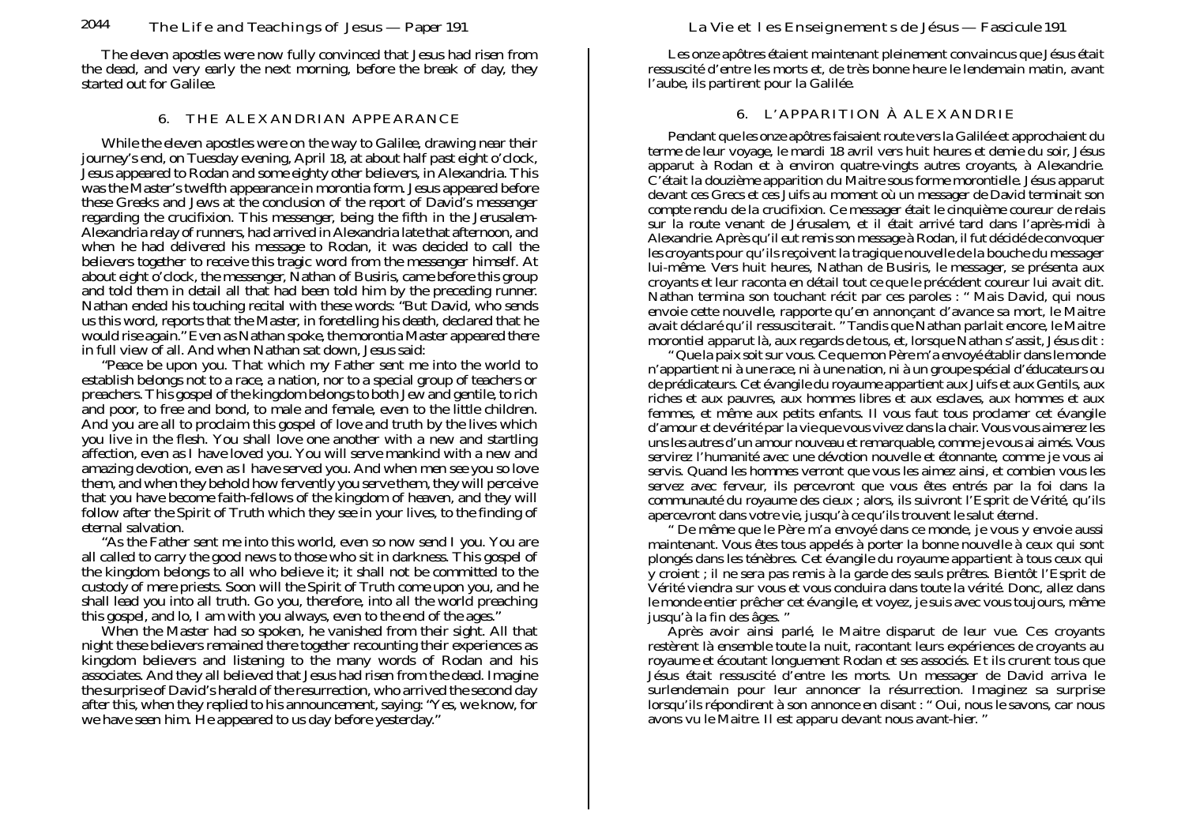The eleven apostles were now fully convinced that Jesus had risen from the dead, and very early the next morning, before the break of day, they started out for Galilee.

### 6. THE ALEXANDRIAN APPEARANCE

While the eleven apostles were on the way to Galilee, drawing near their journey's end, on Tuesday evening, April 18, at about half past eight o'clock, Jesus appeared to Rodan and some eighty other believers, in Alexandria. This was the Master's twelfth appearance in morontia form. Jesus appeared before these Greeks and Jews at the conclusion of the report of David's messenger regarding the crucifixion. This messenger, being the fifth in the Jerusalem-Alexandria relay of runners, had arrived in Alexandria late that afternoon, and when he had delivered his message to Rodan, it was decided to call the believers together to receive this tragic word from the messenger himself. At about eight o'clock, the messenger, Nathan of Busiris, came before this group and told them in detail all that had been told him by the preceding runner. Nathan ended his touching recital with these words: "But David, who sends us this word, reports that the Master, in foretelling his death, declared that he would rise again." Even as Nathan spoke, the morontia Master appeared there in full view of all. And when Nathan sat down, Jesus said:

"Peace be upon you. That which my Father sent me into the world to establish belongs not to a race, a nation, nor to a special group of teachers or preachers. This gospel of the kingdom belongs to both Jew and gentile, to rich and poor, to free and bond, to male and female, even to the little children. And you are all to proclaim this gospel of love and truth by the lives which you live in the flesh. You shall love one another with a new and startling affection, even as I have loved you. You will serve mankind with a new and amazing devotion, even as I have served you. And when men see you so love them, and when they behold how fervently you serve them, they will perceive that you have become faith-fellows of the kingdom of heaven, and they will follow after the Spirit of Truth which they see in your lives, to the finding of eternal salvation.

"As the Father sent me into this world, even so now send I you. You are all called to carry the good news to those who sit in darkness. This gospel of the kingdom belongs to all who believe it; it shall not be committed to the custody of mere priests. Soon will the Spirit of Truth come upon you, and he shall lead you into all truth. Go you, therefore, into all the world preaching this gospel, and lo, I am with you always, even to the end of the ages."

When the Master had so spoken, he vanished from their sight. All that night these believers remained there together recounting their experiences as kingdom believers and listening to the many words of Rodan and his associates. And they all believed that Jesus had risen from the dead. Imagine the surprise of David's herald of the resurrection, who arrived the second day after this, when they replied to his announcement, saying: "Yes, we know, for we have seen him. He appeared to us day before yesterday."

Les onze apôtres étaient maintenant pleinement convaincus que Jésus était ressuscité d'entre les morts et, de très bonne heure le lendemain matin, avant l'aube, ils partirent pour la Galilée.

### 6. L'APPARITION À ALEXANDRIE

Pendant que les onze apôtres faisaient route vers la Galilée et approchaient du terme de leur voyage, le mardi 18 avril vers huit heures et demie du soir, Jésus apparut à Rodan et à environ quatre-vingts autres croyants, à Alexandrie. C'était la douzième apparition du Maitre sous forme morontielle. Jésus apparut devant ces Grecs et ces Juifs au moment où un messager de David terminait son compte rendu de la crucifixion. Ce messager était le cinquième coureur de relais sur la route venant de Jérusalem, et il était arrivé tard dans l'après-midi à Alexandrie. Après qu'il eut remis son message à Rodan, il fut décidé de convoquer les croyants pour qu'ils reçoivent la tragique nouvelle de la bouche du messager lui-même. Vers huit heures, Nathan de Busiris, le messager, se présenta aux croyants et leur raconta en détail tout ce que le précédent coureur lui avait dit. Nathan termina son touchant récit par ces paroles : « Mais David, qui nous envoie cette nouvelle, rapporte qu'en annonçant d'avance sa mort, le Maitre avait déclaré qu'il ressusciterait. » Tandis que Nathan parlait encore, le Maitre morontiel apparut là, aux regards de tous, et, lorsque Nathan s'assit, Jésus dit :

« Que la paix soit sur vous. Ce que mon Père m'a envoyé établir dans le monde n'appartient ni à une race, ni à une nation, ni à un groupe spécial d'éducateurs ou de prédicateurs. Cet évangile du royaume appartient aux Juifs et aux Gentils, aux riches et aux pauvres, aux hommes libres et aux esclaves, aux hommes et aux femmes, et même aux petits enfants. Il vous faut tous proclamer cet évangile d'amour et de vérité par la vie que vous vivez dans la chair. Vous vous aimerez les uns les autres d'un amour nouveau et remarquable, comme je vous ai aimés. Vous servirez l'humanité avec une dévotion nouvelle et étonnante, comme je vous ai servis. Quand les hommes verront que vous les aimez ainsi, et combien vous les servez avec ferveur, ils percevront que vous êtes entrés par la foi dans la communauté du royaume des cieux ; alors, ils suivront l'Esprit de Vérité, qu'ils apercevront dans votre vie, jusqu'à ce qu'ils trouvent le salut éternel.

« De même que le Père m'a envoyé dans ce monde, je vous y envoie aussi maintenant. Vous êtes tous appelés à porter la bonne nouvelle à ceux qui sont plongés dans les ténèbres. Cet évangile du royaume appartient à tous ceux qui y croient ; il ne sera pas remis à la garde des seuls prêtres. Bientôt l'Esprit de Vérité viendra sur vous et vous conduira dans toute la vérité. Donc, allez dans le monde entier prêcher cet évangile, et voyez, je suis avec vous toujours, même jusqu'à la fin des âges. »

Après avoir ainsi parlé, le Maitre disparut de leur vue. Ces croyants restèrent là ensemble toute la nuit, racontant leurs expériences de croyants au royaume et écoutant longuement Rodan et ses associés. Et ils crurent tous que Jésus était ressuscité d'entre les morts. Un messager de David arriva le surlendemain pour leur annoncer la résurrection. Imaginez sa surprise lorsqu'ils répondirent à son annonce en disant : « Oui, nous le savons, car nous avons vu le Maitre. Il est apparu devant nous avant-hier. »